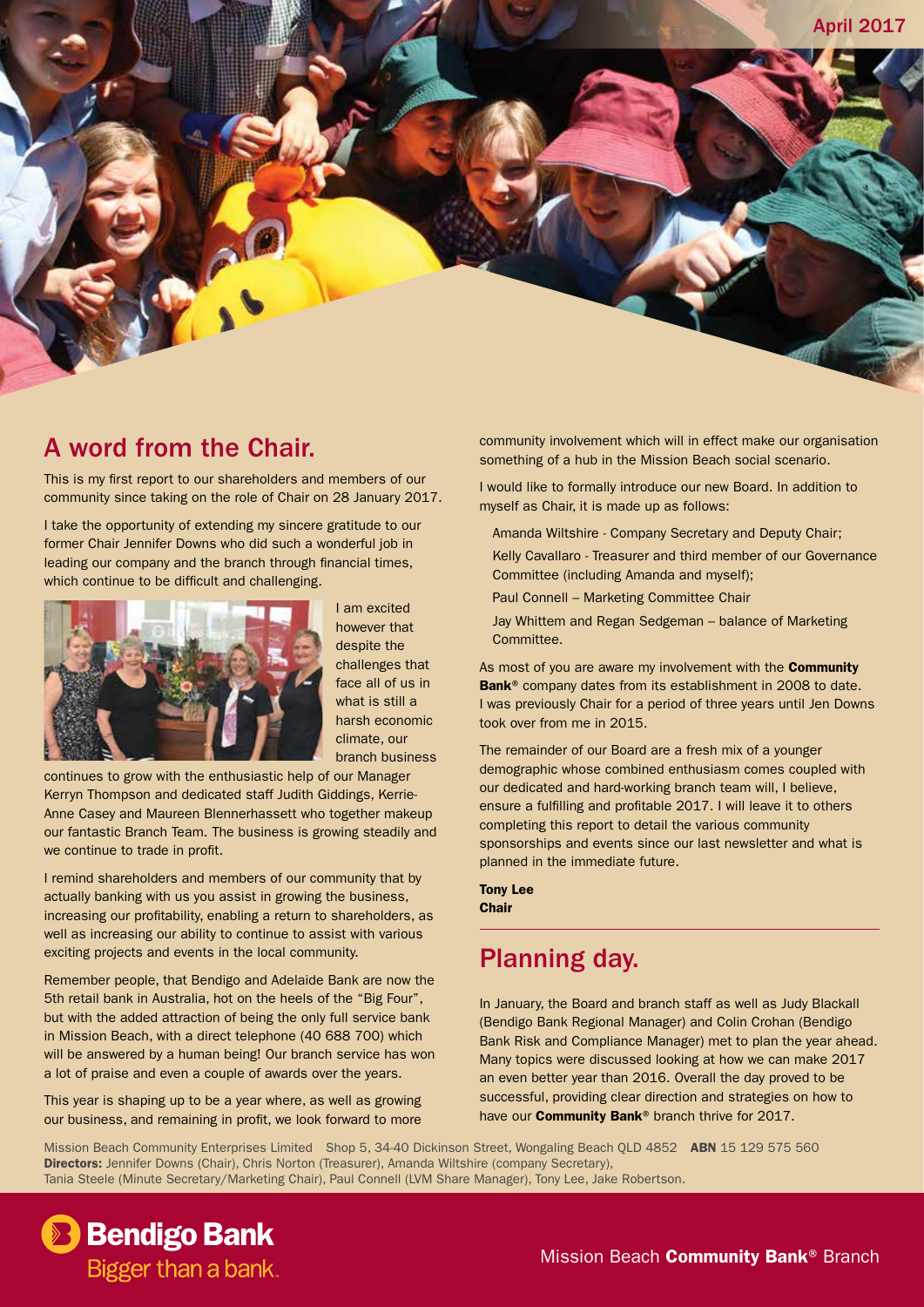April 2017

## A word from the Chair.

This is my first report to our shareholders and members of our community since taking on the role of Chair on 28 January 2017.

I take the opportunity of extending my sincere gratitude to our former Chair Jennifer Downs who did such a wonderful job in leading our company and the branch through financial times, which continue to be difficult and challenging.

I am excited however that despite the challenges that face all of us in what is still a harsh economic climate, our branch business continues to grow with the enthusiastic help of our Manager Kerryn Thompson and dedicated staff Judith Giddings, Kerrie-Anne Casey and Maureen Blennerhassett who together makeup our fantastic Branch Team. The business is growing steadily and we continue to trade in profit.

I remind shareholders and members of our community that by actually banking with us you assist in growing the business, increasing our profitability, enabling a return to shareholders, as well as increasing our ability to continue to assist with various exciting projects and events in the local community.

Remember people, that Bendigo and Adelaide Bank are now the 5th retail bank in Australia, hot on the heels of the "Big Four", but with the added attraction of being the only full service bank in Mission Beach, with a direct telephone (40 688 700) which will be answered by a human being! Our branch service has won a lot of praise and even a couple of awards over the years.

This year is shaping up to be a year where, as well as growing our business, and remaining in profit, we look forward to more community involvement which will in effect make our organisation something of a hub in the Mission Beach social scenario.

I would like to formally introduce our new Board. In addition to myself as Chair, it is made up as follows:

Amanda Wiltshire - Company Secretary and Deputy Chair;

Kelly Cavallaro - Treasurer and third member of our Governance Committee (including Amanda and myself);

Paul Connell – Marketing Committee Chair

Jay Whittem and Regan Sedgeman – balance of Marketing Committee.

As most of you are aware my involvement with the **Community Bank®** company dates from its establishment in 2008 to date. I was previously Chair for a period of three years until Jen Downs took over from me in 2015.

The remainder of our Board are a fresh mix of a younger demographic whose combined enthusiasm comes coupled with our dedicated and hard-working branch team will, I believe, ensure a fulfilling and profitable 2017. I will leave it to others completing this report to detail the various community sponsorships and events since our last newsletter and what is planned in the immediate future.

**Tony Lee**
**Chair**

## Planning day.

In January, the Board and branch staff as well as Judy Blackall (Bendigo Bank Regional Manager) and Colin Crohan (Bendigo Bank Risk and Compliance Manager) met to plan the year ahead. Many topics were discussed looking at how we can make 2017 an even better year than 2016. Overall the day proved to be successful, providing clear direction and strategies on how to have our **Community Bank®** branch thrive for 2017.

Mission Beach Community Enterprises Limited Shop 5, 34-40 Dickinson Street, Wongaling Beach QLD 4852 **ABN** 15 129 575 560
**Directors:** Jennifer Downs (Chair), Chris Norton (Treasurer), Amanda Wiltshire (company Secretary), Tania Steele (Minute Secretary/Marketing Chair), Paul Connell (LVM Share Manager), Tony Lee, Jake Robertson.

Bendigo Bank
Bigger than a bank.

Mission Beach **Community Bank®** Branch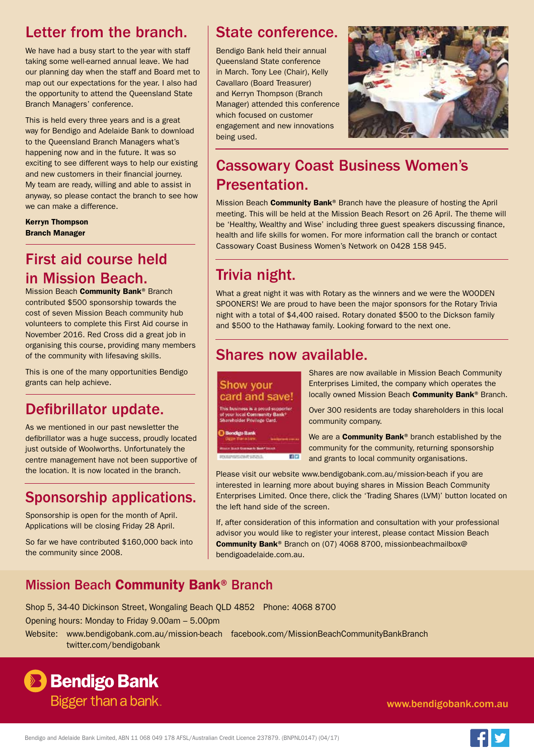## Letter from the branch.

We have had a busy start to the year with staff taking some well-earned annual leave. We had our planning day when the staff and Board met to map out our expectations for the year. I also had the opportunity to attend the Queensland State Branch Managers' conference.

This is held every three years and is a great way for Bendigo and Adelaide Bank to download to the Queensland Branch Managers what's happening now and in the future. It was so exciting to see different ways to help our existing and new customers in their financial journey. My team are ready, willing and able to assist in anyway, so please contact the branch to see how we can make a difference.

**Kerryn Thompson**
**Branch Manager**

## First aid course held in Mission Beach.

Mission Beach **Community Bank**® Branch contributed $500 sponsorship towards the cost of seven Mission Beach community hub volunteers to complete this First Aid course in November 2016. Red Cross did a great job in organising this course, providing many members of the community with lifesaving skills.

This is one of the many opportunities Bendigo grants can help achieve.

## Defibrillator update.

As we mentioned in our past newsletter the defibrillator was a huge success, proudly located just outside of Woolworths. Unfortunately the centre management have not been supportive of the location. It is now located in the branch.

## Sponsorship applications.

Sponsorship is open for the month of April. Applications will be closing Friday 28 April.

So far we have contributed $160,000 back into the community since 2008.

## State conference.

Bendigo Bank held their annual Queensland State conference in March. Tony Lee (Chair), Kelly Cavallaro (Board Treasurer) and Kerryn Thompson (Branch Manager) attended this conference which focused on customer engagement and new innovations being used.

## Cassowary Coast Business Women's Presentation.

Mission Beach **Community Bank**® Branch have the pleasure of hosting the April meeting. This will be held at the Mission Beach Resort on 26 April. The theme will be 'Healthy, Wealthy and Wise' including three guest speakers discussing finance, health and life skills for women. For more information call the branch or contact Cassowary Coast Business Women's Network on 0428 158 945.

## Trivia night.

What a great night it was with Rotary as the winners and we were the WOODEN SPOONERS! We are proud to have been the major sponsors for the Rotary Trivia night with a total of $4,400 raised. Rotary donated $500 to the Dickson family and $500 to the Hathaway family. Looking forward to the next one.

## Shares now available.

Shares are now available in Mission Beach Community Enterprises Limited, the company which operates the locally owned Mission Beach **Community Bank**® Branch.

Over 300 residents are today shareholders in this local community company.

We are a **Community Bank**® branch established by the community for the community, returning sponsorship and grants to local community organisations.

Please visit our website www.bendigobank.com.au/mission-beach if you are interested in learning more about buying shares in Mission Beach Community Enterprises Limited. Once there, click the 'Trading Shares (LVM)' button located on the left hand side of the screen.

If, after consideration of this information and consultation with your professional advisor you would like to register your interest, please contact Mission Beach **Community Bank**® Branch on (07) 4068 8700, missionbeachmailbox@bendigoadelaide.com.au.

## Mission Beach **Community Bank**® Branch

Shop 5, 34-40 Dickinson Street, Wongaling Beach QLD 4852 Phone: 4068 8700
Opening hours: Monday to Friday 9.00am – 5.00pm
Website: www.bendigobank.com.au/mission-beach facebook.com/MissionBeachCommunityBankBranch twitter.com/bendigobank

Bendigo Bank
Bigger than a bank.

www.bendigobank.com.au

Bendigo and Adelaide Bank Limited, ABN 11 068 049 178 AFSL/Australian Credit Licence 237879. (BNPNL0147) (04/17)